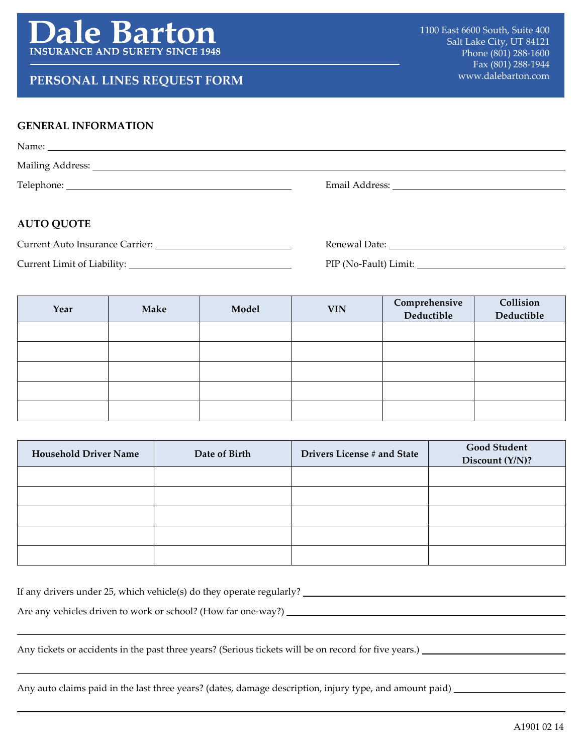# Dale Barton

INSURANCE AND SURETY SINCE 1948

1100 East 6600 South, Suite 400
Salt Lake City, UT 84121
Phone (801) 288-1600
Fax (801) 288-1944
www.dalebarton.com

## PERSONAL LINES REQUEST FORM

### GENERAL INFORMATION

Name: ____________________

Mailing Address: ____________________

Telephone: ____________________ Email Address: ____________________

### AUTO QUOTE

Current Auto Insurance Carrier: ____________________ Renewal Date: ____________________

Current Limit of Liability: ____________________ PIP (No-Fault) Limit: ____________________

| Year | Make | Model | VIN | Comprehensive Deductible | Collision Deductible |
|---|---|---|---|---|---|
| | | | | | |
| | | | | | |
| | | | | | |
| | | | | | |
| | | | | | |

| Household Driver Name | Date of Birth | Drivers License # and State | Good Student Discount (Y/N)? |
|---|---|---|---|
| | | | |
| | | | |
| | | | |
| | | | |
| | | | |

If any drivers under 25, which vehicle(s) do they operate regularly? ____________________

Are any vehicles driven to work or school? (How far one-way?) ____________________

Any tickets or accidents in the past three years? (Serious tickets will be on record for five years.) ____________________

Any auto claims paid in the last three years? (dates, damage description, injury type, and amount paid) ____________________

A1901 02 14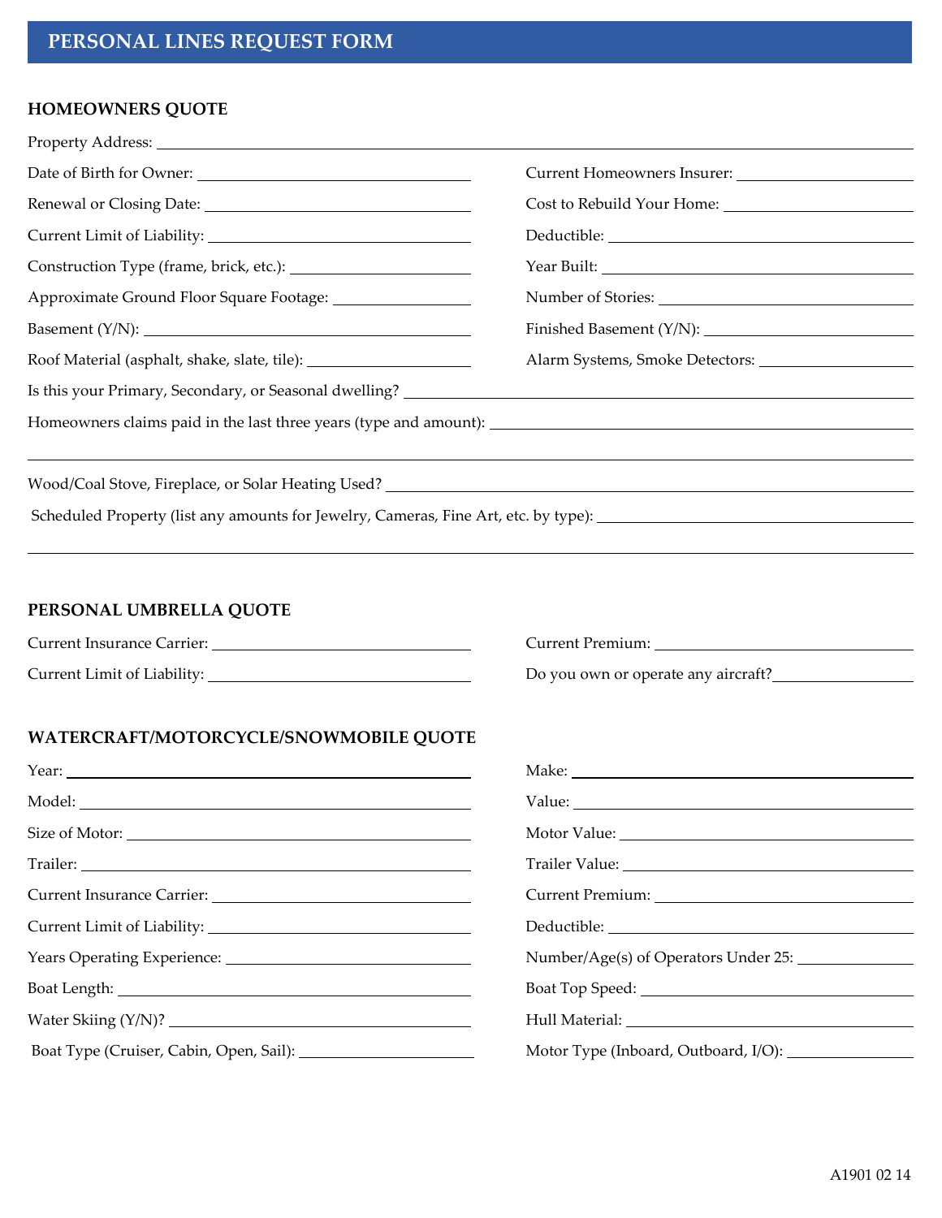# PERSONAL LINES REQUEST FORM

## HOMEOWNERS QUOTE

Property Address: ____________________

Date of Birth for Owner: ____________________

Current Homeowners Insurer: ____________________

Renewal or Closing Date: ____________________

Cost to Rebuild Your Home: ____________________

Current Limit of Liability: ____________________

Deductible: ____________________

Construction Type (frame, brick, etc.): ____________________

Year Built: ____________________

Approximate Ground Floor Square Footage: ____________________

Number of Stories: ____________________

Basement (Y/N): ____________________

Finished Basement (Y/N): ____________________

Roof Material (asphalt, shake, slate, tile): ____________________

Alarm Systems, Smoke Detectors: ____________________

Is this your Primary, Secondary, or Seasonal dwelling? ____________________

Homeowners claims paid in the last three years (type and amount): ____________________

____________________

Wood/Coal Stove, Fireplace, or Solar Heating Used? ____________________

Scheduled Property (list any amounts for Jewelry, Cameras, Fine Art, etc. by type): ____________________

____________________

## PERSONAL UMBRELLA QUOTE

Current Insurance Carrier: ____________________

Current Premium: ____________________

Current Limit of Liability: ____________________

Do you own or operate any aircraft? ____________________

## WATERCRAFT/MOTORCYCLE/SNOWMOBILE QUOTE

Year: ____________________

Make: ____________________

Model: ____________________

Value: ____________________

Size of Motor: ____________________

Motor Value: ____________________

Trailer: ____________________

Trailer Value: ____________________

Current Insurance Carrier: ____________________

Current Premium: ____________________

Current Limit of Liability: ____________________

Deductible: ____________________

Years Operating Experience: ____________________

Number/Age(s) of Operators Under 25: ____________________

Boat Length: ____________________

Boat Top Speed: ____________________

Water Skiing (Y/N)? ____________________

Hull Material: ____________________

Boat Type (Cruiser, Cabin, Open, Sail): ____________________

Motor Type (Inboard, Outboard, I/O): ____________________

A1901 02 14